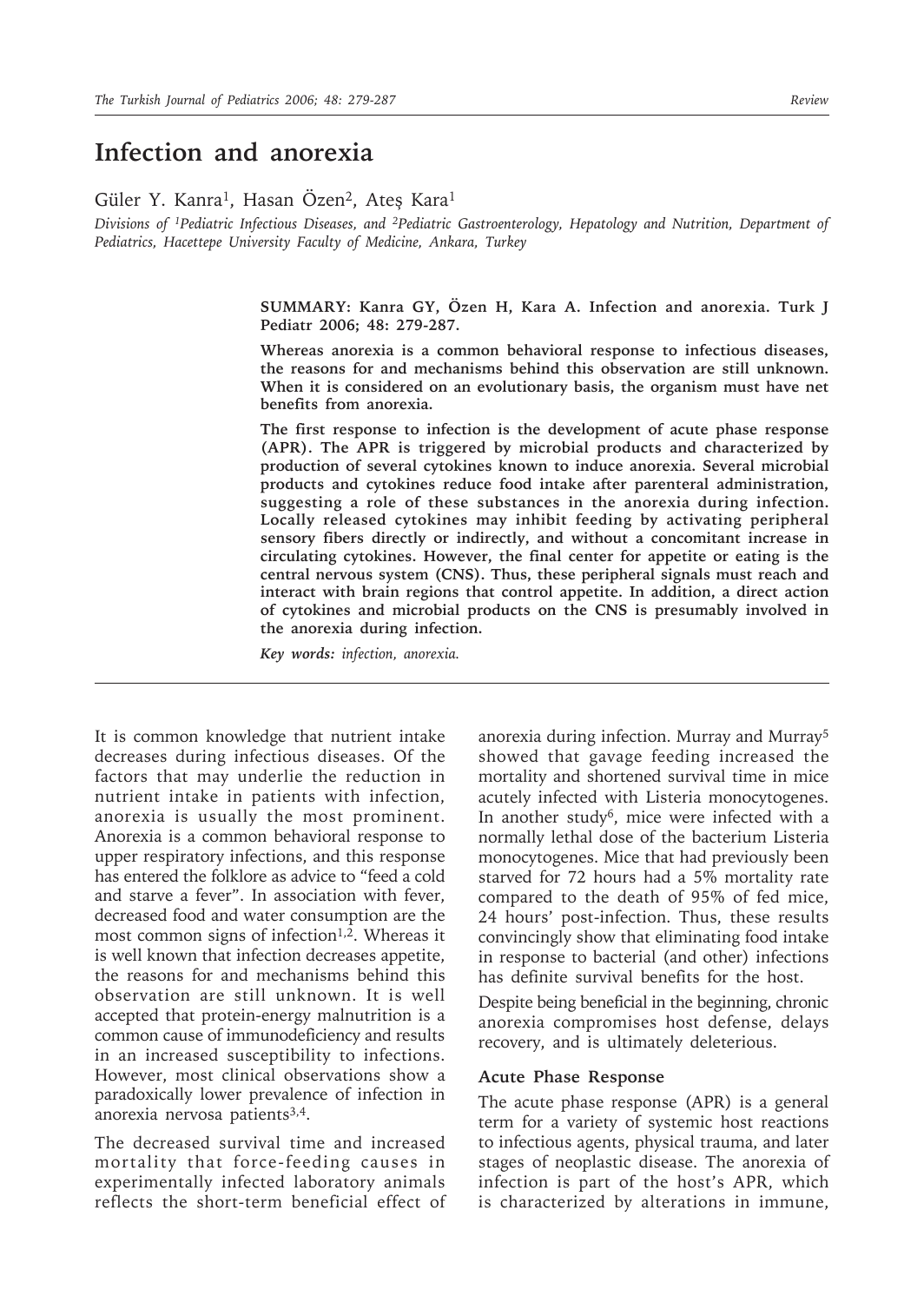# Infection and anorexia

Güler Y. Kanra[1], Hasan Özen[2], Ateş Kara[1]

*Divisions of [1]Pediatric Infectious Diseases, and [2]Pediatric Gastroenterology, Hepatology and Nutrition, Department of Pediatrics, Hacettepe University Faculty of Medicine, Ankara, Turkey*

**SUMMARY: Kanra GY, Özen H, Kara A. Infection and anorexia. Turk J Pediatr 2006; 48: 279-287.**

**Whereas anorexia is a common behavioral response to infectious diseases, the reasons for and mechanisms behind this observation are still unknown. When it is considered on an evolutionary basis, the organism must have net benefits from anorexia.**

**The first response to infection is the development of acute phase response (APR). The APR is triggered by microbial products and characterized by production of several cytokines known to induce anorexia. Several microbial products and cytokines reduce food intake after parenteral administration, suggesting a role of these substances in the anorexia during infection. Locally released cytokines may inhibit feeding by activating peripheral sensory fibers directly or indirectly, and without a concomitant increase in circulating cytokines. However, the final center for appetite or eating is the central nervous system (CNS). Thus, these peripheral signals must reach and interact with brain regions that control appetite. In addition, a direct action of cytokines and microbial products on the CNS is presumably involved in the anorexia during infection.**

***Key words:*** *infection, anorexia.*

---

It is common knowledge that nutrient intake decreases during infectious diseases. Of the factors that may underlie the reduction in nutrient intake in patients with infection, anorexia is usually the most prominent. Anorexia is a common behavioral response to upper respiratory infections, and this response has entered the folklore as advice to "feed a cold and starve a fever". In association with fever, decreased food and water consumption are the most common signs of infection[1,2]. Whereas it is well known that infection decreases appetite, the reasons for and mechanisms behind this observation are still unknown. It is well accepted that protein-energy malnutrition is a common cause of immunodeficiency and results in an increased susceptibility to infections. However, most clinical observations show a paradoxically lower prevalence of infection in anorexia nervosa patients[3,4].

The decreased survival time and increased mortality that force-feeding causes in experimentally infected laboratory animals reflects the short-term beneficial effect of anorexia during infection. Murray and Murray[5] showed that gavage feeding increased the mortality and shortened survival time in mice acutely infected with Listeria monocytogenes. In another study[6], mice were infected with a normally lethal dose of the bacterium Listeria monocytogenes. Mice that had previously been starved for 72 hours had a 5% mortality rate compared to the death of 95% of fed mice, 24 hours' post-infection. Thus, these results convincingly show that eliminating food intake in response to bacterial (and other) infections has definite survival benefits for the host.

Despite being beneficial in the beginning, chronic anorexia compromises host defense, delays recovery, and is ultimately deleterious.

### Acute Phase Response

The acute phase response (APR) is a general term for a variety of systemic host reactions to infectious agents, physical trauma, and later stages of neoplastic disease. The anorexia of infection is part of the host's APR, which is characterized by alterations in immune,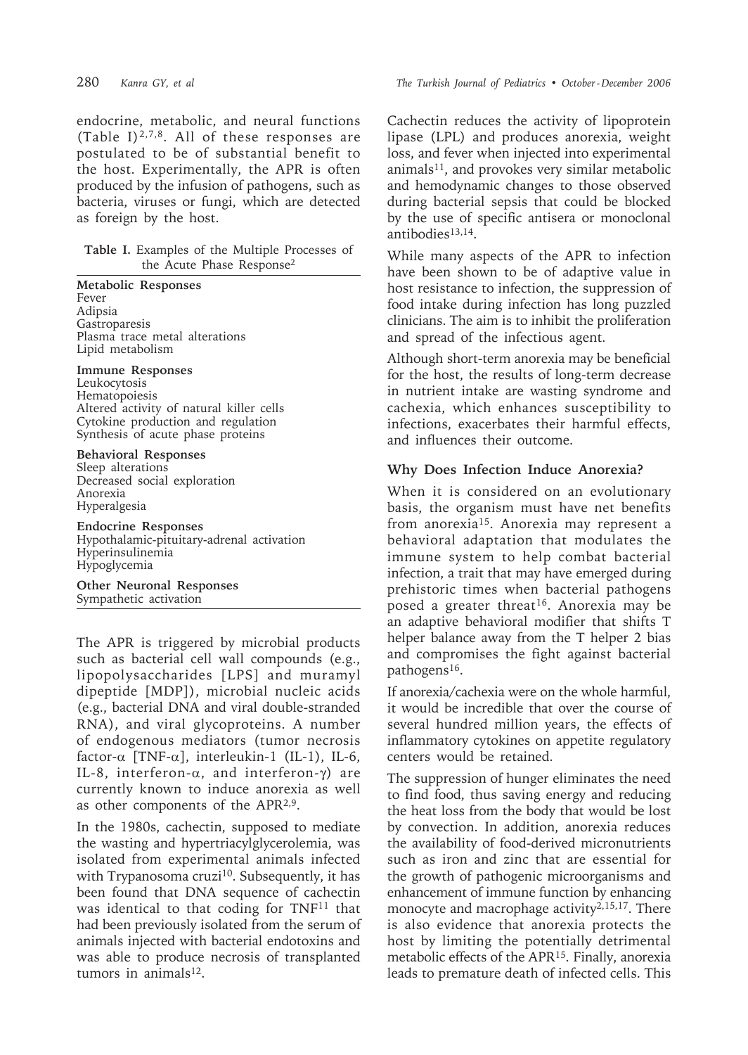endocrine, metabolic, and neural functions (Table I)[2,7,8]. All of these responses are postulated to be of substantial benefit to the host. Experimentally, the APR is often produced by the infusion of pathogens, such as bacteria, viruses or fungi, which are detected as foreign by the host.

**Table I.** Examples of the Multiple Processes of the Acute Phase Response[2]

| |
|---|
| **Metabolic Responses** |
| Fever |
| Adipsia |
| Gastroparesis |
| Plasma trace metal alterations |
| Lipid metabolism |
| **Immune Responses** |
| Leukocytosis |
| Hematopoiesis |
| Altered activity of natural killer cells |
| Cytokine production and regulation |
| Synthesis of acute phase proteins |
| **Behavioral Responses** |
| Sleep alterations |
| Decreased social exploration |
| Anorexia |
| Hyperalgesia |
| **Endocrine Responses** |
| Hypothalamic-pituitary-adrenal activation |
| Hyperinsulinemia |
| Hypoglycemia |
| **Other Neuronal Responses** |
| Sympathetic activation |

The APR is triggered by microbial products such as bacterial cell wall compounds (e.g., lipopolysaccharides [LPS] and muramyl dipeptide [MDP]), microbial nucleic acids (e.g., bacterial DNA and viral double-stranded RNA), and viral glycoproteins. A number of endogenous mediators (tumor necrosis factor-$\alpha$ [TNF-$\alpha$], interleukin-1 (IL-1), IL-6, IL-8, interferon-$\alpha$, and interferon-$\gamma$) are currently known to induce anorexia as well as other components of the APR[2,9].

In the 1980s, cachectin, supposed to mediate the wasting and hypertriacylglycerolemia, was isolated from experimental animals infected with Trypanosoma cruzi[10]. Subsequently, it has been found that DNA sequence of cachectin was identical to that coding for TNF[11] that had been previously isolated from the serum of animals injected with bacterial endotoxins and was able to produce necrosis of transplanted tumors in animals[12].

Cachectin reduces the activity of lipoprotein lipase (LPL) and produces anorexia, weight loss, and fever when injected into experimental animals[11], and provokes very similar metabolic and hemodynamic changes to those observed during bacterial sepsis that could be blocked by the use of specific antisera or monoclonal antibodies[13,14].

While many aspects of the APR to infection have been shown to be of adaptive value in host resistance to infection, the suppression of food intake during infection has long puzzled clinicians. The aim is to inhibit the proliferation and spread of the infectious agent.

Although short-term anorexia may be beneficial for the host, the results of long-term decrease in nutrient intake are wasting syndrome and cachexia, which enhances susceptibility to infections, exacerbates their harmful effects, and influences their outcome.

## Why Does Infection Induce Anorexia?

When it is considered on an evolutionary basis, the organism must have net benefits from anorexia[15]. Anorexia may represent a behavioral adaptation that modulates the immune system to help combat bacterial infection, a trait that may have emerged during prehistoric times when bacterial pathogens posed a greater threat[16]. Anorexia may be an adaptive behavioral modifier that shifts T helper balance away from the T helper 2 bias and compromises the fight against bacterial pathogens[16].

If anorexia/cachexia were on the whole harmful, it would be incredible that over the course of several hundred million years, the effects of inflammatory cytokines on appetite regulatory centers would be retained.

The suppression of hunger eliminates the need to find food, thus saving energy and reducing the heat loss from the body that would be lost by convection. In addition, anorexia reduces the availability of food-derived micronutrients such as iron and zinc that are essential for the growth of pathogenic microorganisms and enhancement of immune function by enhancing monocyte and macrophage activity[2,15,17]. There is also evidence that anorexia protects the host by limiting the potentially detrimental metabolic effects of the APR[15]. Finally, anorexia leads to premature death of infected cells. This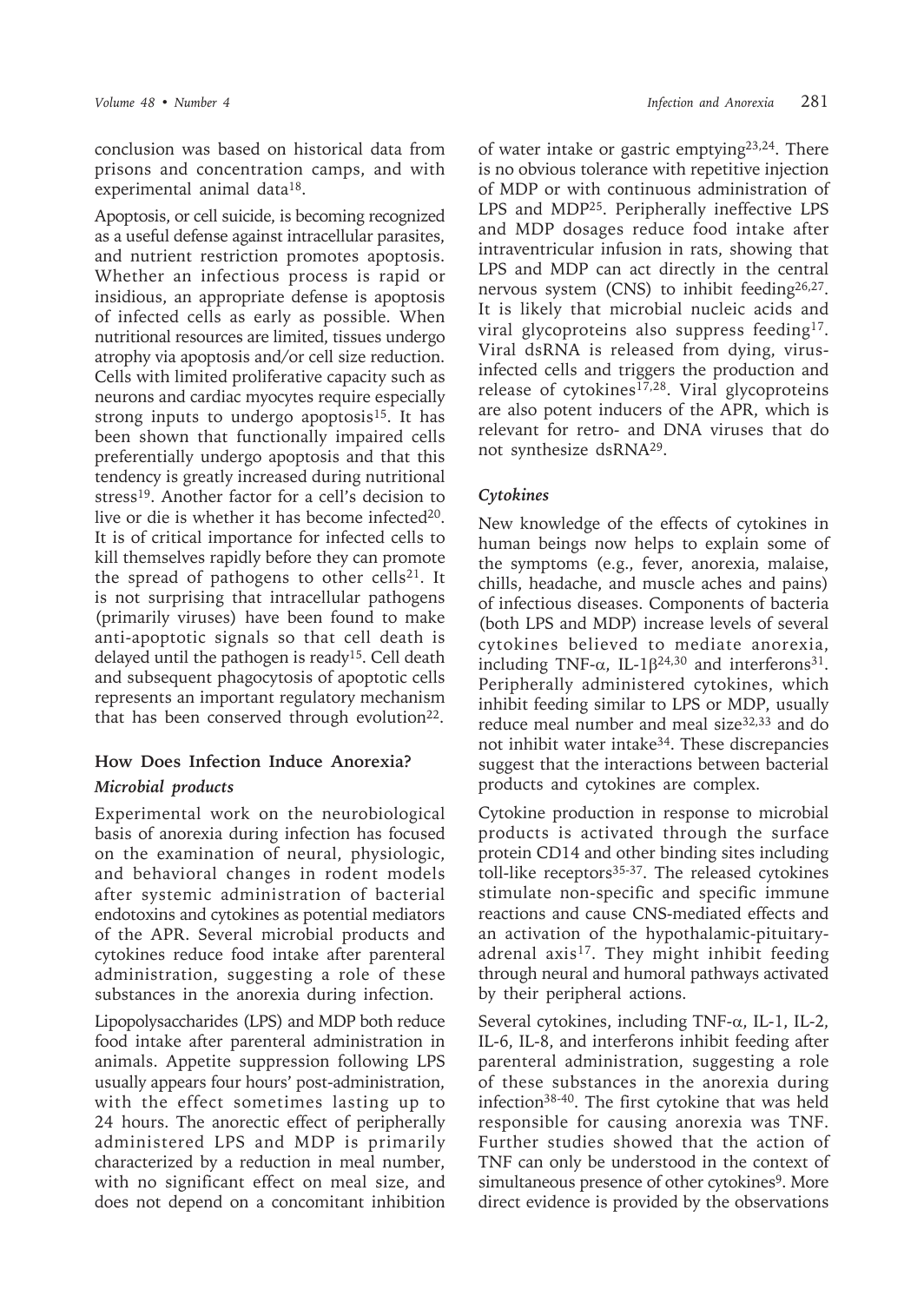conclusion was based on historical data from prisons and concentration camps, and with experimental animal data[18].

Apoptosis, or cell suicide, is becoming recognized as a useful defense against intracellular parasites, and nutrient restriction promotes apoptosis. Whether an infectious process is rapid or insidious, an appropriate defense is apoptosis of infected cells as early as possible. When nutritional resources are limited, tissues undergo atrophy via apoptosis and/or cell size reduction. Cells with limited proliferative capacity such as neurons and cardiac myocytes require especially strong inputs to undergo apoptosis[15]. It has been shown that functionally impaired cells preferentially undergo apoptosis and that this tendency is greatly increased during nutritional stress[19]. Another factor for a cell's decision to live or die is whether it has become infected[20]. It is of critical importance for infected cells to kill themselves rapidly before they can promote the spread of pathogens to other cells[21]. It is not surprising that intracellular pathogens (primarily viruses) have been found to make anti-apoptotic signals so that cell death is delayed until the pathogen is ready[15]. Cell death and subsequent phagocytosis of apoptotic cells represents an important regulatory mechanism that has been conserved through evolution[22].

## How Does Infection Induce Anorexia?

### *Microbial products*

Experimental work on the neurobiological basis of anorexia during infection has focused on the examination of neural, physiologic, and behavioral changes in rodent models after systemic administration of bacterial endotoxins and cytokines as potential mediators of the APR. Several microbial products and cytokines reduce food intake after parenteral administration, suggesting a role of these substances in the anorexia during infection.

Lipopolysaccharides (LPS) and MDP both reduce food intake after parenteral administration in animals. Appetite suppression following LPS usually appears four hours' post-administration, with the effect sometimes lasting up to 24 hours. The anorectic effect of peripherally administered LPS and MDP is primarily characterized by a reduction in meal number, with no significant effect on meal size, and does not depend on a concomitant inhibition of water intake or gastric emptying[23,24]. There is no obvious tolerance with repetitive injection of MDP or with continuous administration of LPS and MDP[25]. Peripherally ineffective LPS and MDP dosages reduce food intake after intraventricular infusion in rats, showing that LPS and MDP can act directly in the central nervous system (CNS) to inhibit feeding[26,27]. It is likely that microbial nucleic acids and viral glycoproteins also suppress feeding[17]. Viral dsRNA is released from dying, virus-infected cells and triggers the production and release of cytokines[17,28]. Viral glycoproteins are also potent inducers of the APR, which is relevant for retro- and DNA viruses that do not synthesize dsRNA[29].

### *Cytokines*

New knowledge of the effects of cytokines in human beings now helps to explain some of the symptoms (e.g., fever, anorexia, malaise, chills, headache, and muscle aches and pains) of infectious diseases. Components of bacteria (both LPS and MDP) increase levels of several cytokines believed to mediate anorexia, including TNF-$\alpha$, IL-1$\beta$[24,30] and interferons[31]. Peripherally administered cytokines, which inhibit feeding similar to LPS or MDP, usually reduce meal number and meal size[32,33] and do not inhibit water intake[34]. These discrepancies suggest that the interactions between bacterial products and cytokines are complex.

Cytokine production in response to microbial products is activated through the surface protein CD14 and other binding sites including toll-like receptors[35-37]. The released cytokines stimulate non-specific and specific immune reactions and cause CNS-mediated effects and an activation of the hypothalamic-pituitary-adrenal axis[17]. They might inhibit feeding through neural and humoral pathways activated by their peripheral actions.

Several cytokines, including TNF-$\alpha$, IL-1, IL-2, IL-6, IL-8, and interferons inhibit feeding after parenteral administration, suggesting a role of these substances in the anorexia during infection[38-40]. The first cytokine that was held responsible for causing anorexia was TNF. Further studies showed that the action of TNF can only be understood in the context of simultaneous presence of other cytokines[9]. More direct evidence is provided by the observations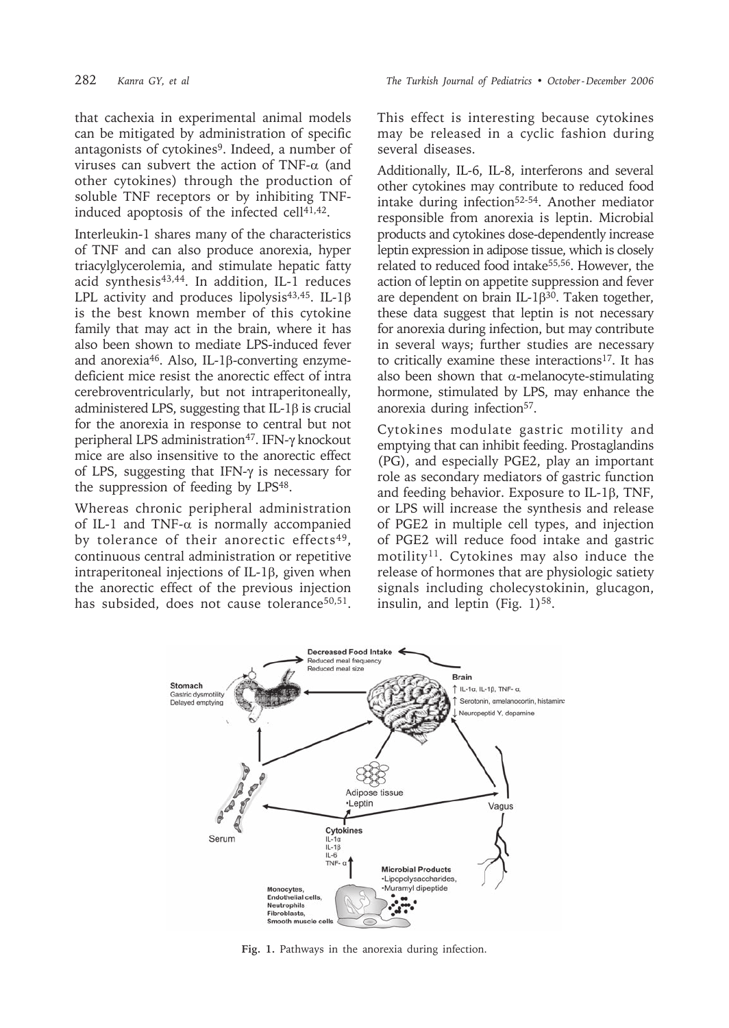that cachexia in experimental animal models can be mitigated by administration of specific antagonists of cytokines[9]. Indeed, a number of viruses can subvert the action of TNF-α (and other cytokines) through the production of soluble TNF receptors or by inhibiting TNF-induced apoptosis of the infected cell[41,42].

Interleukin-1 shares many of the characteristics of TNF and can also produce anorexia, hyper triacylglycerolemia, and stimulate hepatic fatty acid synthesis[43,44]. In addition, IL-1 reduces LPL activity and produces lipolysis[43,45]. IL-1β is the best known member of this cytokine family that may act in the brain, where it has also been shown to mediate LPS-induced fever and anorexia[46]. Also, IL-1β-converting enzyme-deficient mice resist the anorectic effect of intra cerebroventricularly, but not intraperitoneally, administered LPS, suggesting that IL-1β is crucial for the anorexia in response to central but not peripheral LPS administration[47]. IFN-γ knockout mice are also insensitive to the anorectic effect of LPS, suggesting that IFN-γ is necessary for the suppression of feeding by LPS[48].

Whereas chronic peripheral administration of IL-1 and TNF-α is normally accompanied by tolerance of their anorectic effects[49], continuous central administration or repetitive intraperitoneal injections of IL-1β, given when the anorectic effect of the previous injection has subsided, does not cause tolerance[50,51]. This effect is interesting because cytokines may be released in a cyclic fashion during several diseases.

Additionally, IL-6, IL-8, interferons and several other cytokines may contribute to reduced food intake during infection[52-54]. Another mediator responsible from anorexia is leptin. Microbial products and cytokines dose-dependently increase leptin expression in adipose tissue, which is closely related to reduced food intake[55,56]. However, the action of leptin on appetite suppression and fever are dependent on brain IL-1β[30]. Taken together, these data suggest that leptin is not necessary for anorexia during infection, but may contribute in several ways; further studies are necessary to critically examine these interactions[17]. It has also been shown that α-melanocyte-stimulating hormone, stimulated by LPS, may enhance the anorexia during infection[57].

Cytokines modulate gastric motility and emptying that can inhibit feeding. Prostaglandins (PG), and especially PGE2, play an important role as secondary mediators of gastric function and feeding behavior. Exposure to IL-1β, TNF, or LPS will increase the synthesis and release of PGE2 in multiple cell types, and injection of PGE2 will reduce food intake and gastric motility[11]. Cytokines may also induce the release of hormones that are physiologic satiety signals including cholecystokinin, glucagon, insulin, and leptin (Fig. 1)[58].

Fig. 1. Pathways in the anorexia during infection.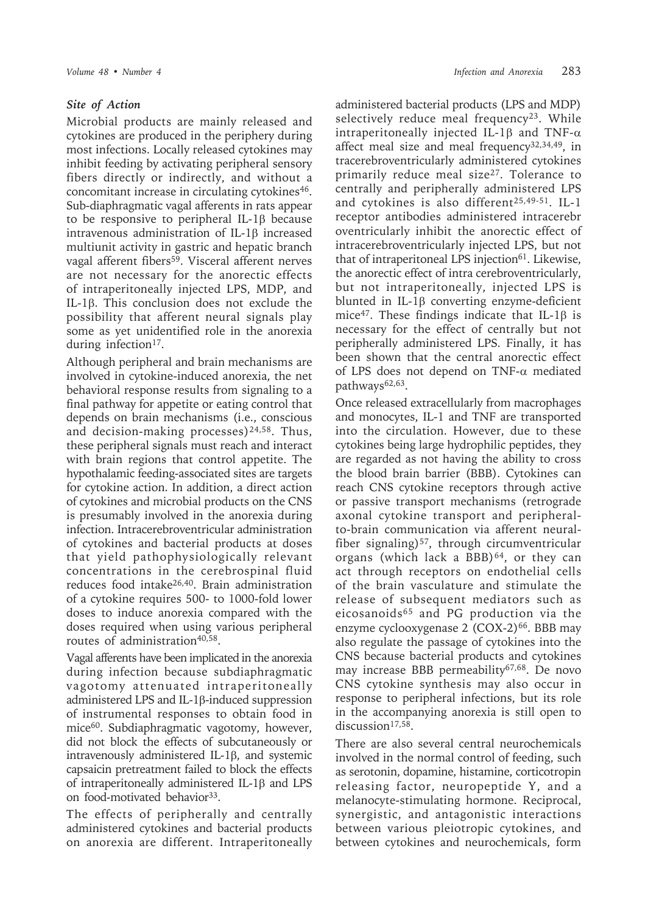### *Site of Action*

Microbial products are mainly released and cytokines are produced in the periphery during most infections. Locally released cytokines may inhibit feeding by activating peripheral sensory fibers directly or indirectly, and without a concomitant increase in circulating cytokines[46]. Sub-diaphragmatic vagal afferents in rats appear to be responsive to peripheral IL-1β because intravenous administration of IL-1β increased multiunit activity in gastric and hepatic branch vagal afferent fibers[59]. Visceral afferent nerves are not necessary for the anorectic effects of intraperitoneally injected LPS, MDP, and IL-1β. This conclusion does not exclude the possibility that afferent neural signals play some as yet unidentified role in the anorexia during infection[17].

Although peripheral and brain mechanisms are involved in cytokine-induced anorexia, the net behavioral response results from signaling to a final pathway for appetite or eating control that depends on brain mechanisms (i.e., conscious and decision-making processes)[24,58]. Thus, these peripheral signals must reach and interact with brain regions that control appetite. The hypothalamic feeding-associated sites are targets for cytokine action. In addition, a direct action of cytokines and microbial products on the CNS is presumably involved in the anorexia during infection. Intracerebroventricular administration of cytokines and bacterial products at doses that yield pathophysiologically relevant concentrations in the cerebrospinal fluid reduces food intake[26,40]. Brain administration of a cytokine requires 500- to 1000-fold lower doses to induce anorexia compared with the doses required when using various peripheral routes of administration[40,58].

Vagal afferents have been implicated in the anorexia during infection because subdiaphragmatic vagotomy attenuated intraperitoneally administered LPS and IL-1β-induced suppression of instrumental responses to obtain food in mice[60]. Subdiaphragmatic vagotomy, however, did not block the effects of subcutaneously or intravenously administered IL-1β, and systemic capsaicin pretreatment failed to block the effects of intraperitoneally administered IL-1β and LPS on food-motivated behavior[33].

The effects of peripherally and centrally administered cytokines and bacterial products on anorexia are different. Intraperitoneally administered bacterial products (LPS and MDP) selectively reduce meal frequency[23]. While intraperitoneally injected IL-1β and TNF-α affect meal size and meal frequency[32,34,49], in tracerebroventricularly administered cytokines primarily reduce meal size[27]. Tolerance to centrally and peripherally administered LPS and cytokines is also different[25,49-51]. IL-1 receptor antibodies administered intracerebr oventricularly inhibit the anorectic effect of intracerebroventricularly injected LPS, but not that of intraperitoneal LPS injection[61]. Likewise, the anorectic effect of intra cerebroventricularly, but not intraperitoneally, injected LPS is blunted in IL-1β converting enzyme-deficient mice[47]. These findings indicate that IL-1β is necessary for the effect of centrally but not peripherally administered LPS. Finally, it has been shown that the central anorectic effect of LPS does not depend on TNF-α mediated pathways[62,63].

Once released extracellularly from macrophages and monocytes, IL-1 and TNF are transported into the circulation. However, due to these cytokines being large hydrophilic peptides, they are regarded as not having the ability to cross the blood brain barrier (BBB). Cytokines can reach CNS cytokine receptors through active or passive transport mechanisms (retrograde axonal cytokine transport and peripheral-to-brain communication via afferent neural-fiber signaling)[57], through circumventricular organs (which lack a BBB)[64], or they can act through receptors on endothelial cells of the brain vasculature and stimulate the release of subsequent mediators such as eicosanoids[65] and PG production via the enzyme cyclooxygenase 2 (COX-2)[66]. BBB may also regulate the passage of cytokines into the CNS because bacterial products and cytokines may increase BBB permeability[67,68]. De novo CNS cytokine synthesis may also occur in response to peripheral infections, but its role in the accompanying anorexia is still open to discussion[17,58].

There are also several central neurochemicals involved in the normal control of feeding, such as serotonin, dopamine, histamine, corticotropin releasing factor, neuropeptide Y, and a melanocyte-stimulating hormone. Reciprocal, synergistic, and antagonistic interactions between various pleiotropic cytokines, and between cytokines and neurochemicals, form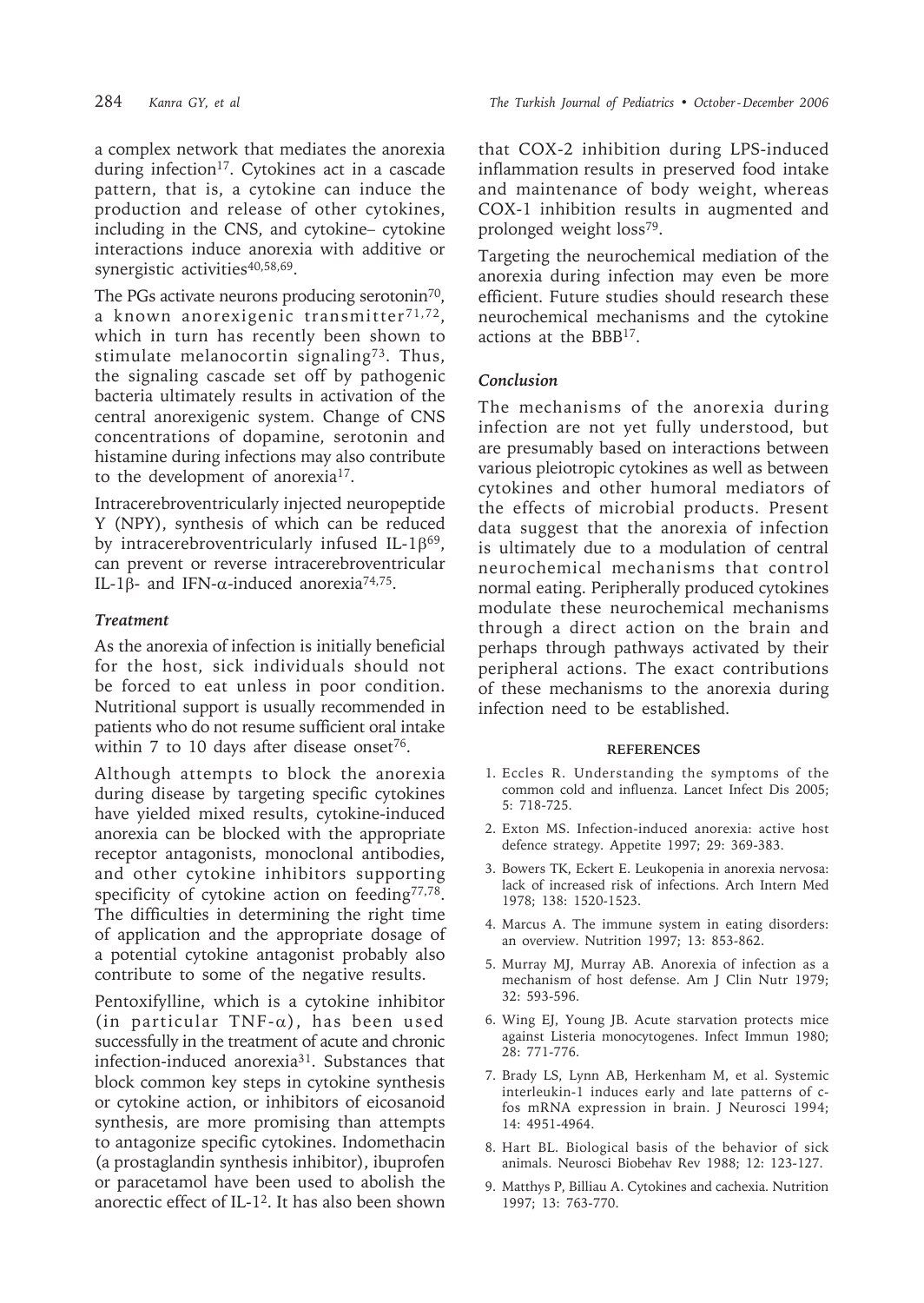a complex network that mediates the anorexia during infection[17]. Cytokines act in a cascade pattern, that is, a cytokine can induce the production and release of other cytokines, including in the CNS, and cytokine– cytokine interactions induce anorexia with additive or synergistic activities[40,58,69].

The PGs activate neurons producing serotonin[70], a known anorexigenic transmitter[71,72], which in turn has recently been shown to stimulate melanocortin signaling[73]. Thus, the signaling cascade set off by pathogenic bacteria ultimately results in activation of the central anorexigenic system. Change of CNS concentrations of dopamine, serotonin and histamine during infections may also contribute to the development of anorexia[17].

Intracerebroventricularly injected neuropeptide Y (NPY), synthesis of which can be reduced by intracerebroventricularly infused IL-1β[69], can prevent or reverse intracerebroventricular IL-1β- and IFN-α-induced anorexia[74,75].

### *Treatment*

As the anorexia of infection is initially beneficial for the host, sick individuals should not be forced to eat unless in poor condition. Nutritional support is usually recommended in patients who do not resume sufficient oral intake within 7 to 10 days after disease onset[76].

Although attempts to block the anorexia during disease by targeting specific cytokines have yielded mixed results, cytokine-induced anorexia can be blocked with the appropriate receptor antagonists, monoclonal antibodies, and other cytokine inhibitors supporting specificity of cytokine action on feeding[77,78]. The difficulties in determining the right time of application and the appropriate dosage of a potential cytokine antagonist probably also contribute to some of the negative results.

Pentoxifylline, which is a cytokine inhibitor (in particular TNF-α), has been used successfully in the treatment of acute and chronic infection-induced anorexia[31]. Substances that block common key steps in cytokine synthesis or cytokine action, or inhibitors of eicosanoid synthesis, are more promising than attempts to antagonize specific cytokines. Indomethacin (a prostaglandin synthesis inhibitor), ibuprofen or paracetamol have been used to abolish the anorectic effect of IL-1[2]. It has also been shown that COX-2 inhibition during LPS-induced inflammation results in preserved food intake and maintenance of body weight, whereas COX-1 inhibition results in augmented and prolonged weight loss[79].

Targeting the neurochemical mediation of the anorexia during infection may even be more efficient. Future studies should research these neurochemical mechanisms and the cytokine actions at the BBB[17].

### *Conclusion*

The mechanisms of the anorexia during infection are not yet fully understood, but are presumably based on interactions between various pleiotropic cytokines as well as between cytokines and other humoral mediators of the effects of microbial products. Present data suggest that the anorexia of infection is ultimately due to a modulation of central neurochemical mechanisms that control normal eating. Peripherally produced cytokines modulate these neurochemical mechanisms through a direct action on the brain and perhaps through pathways activated by their peripheral actions. The exact contributions of these mechanisms to the anorexia during infection need to be established.

#### REFERENCES

1. Eccles R. Understanding the symptoms of the common cold and influenza. Lancet Infect Dis 2005; 5: 718-725.
2. Exton MS. Infection-induced anorexia: active host defence strategy. Appetite 1997; 29: 369-383.
3. Bowers TK, Eckert E. Leukopenia in anorexia nervosa: lack of increased risk of infections. Arch Intern Med 1978; 138: 1520-1523.
4. Marcus A. The immune system in eating disorders: an overview. Nutrition 1997; 13: 853-862.
5. Murray MJ, Murray AB. Anorexia of infection as a mechanism of host defense. Am J Clin Nutr 1979; 32: 593-596.
6. Wing EJ, Young JB. Acute starvation protects mice against Listeria monocytogenes. Infect Immun 1980; 28: 771-776.
7. Brady LS, Lynn AB, Herkenham M, et al. Systemic interleukin-1 induces early and late patterns of c-fos mRNA expression in brain. J Neurosci 1994; 14: 4951-4964.
8. Hart BL. Biological basis of the behavior of sick animals. Neurosci Biobehav Rev 1988; 12: 123-127.
9. Matthys P, Billiau A. Cytokines and cachexia. Nutrition 1997; 13: 763-770.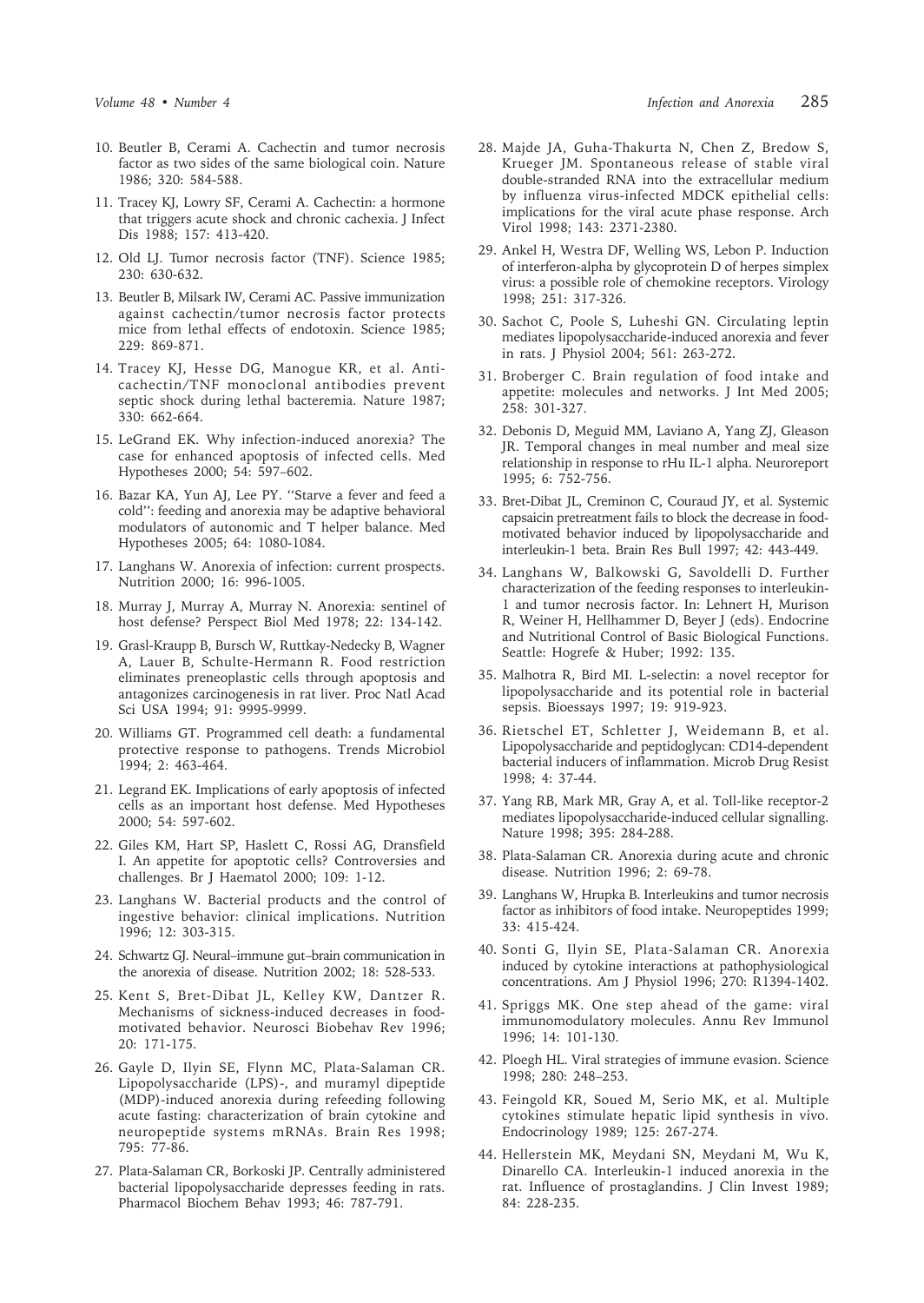10. Beutler B, Cerami A. Cachectin and tumor necrosis factor as two sides of the same biological coin. Nature 1986; 320: 584-588.

11. Tracey KJ, Lowry SF, Cerami A. Cachectin: a hormone that triggers acute shock and chronic cachexia. J Infect Dis 1988; 157: 413-420.

12. Old LJ. Tumor necrosis factor (TNF). Science 1985; 230: 630-632.

13. Beutler B, Milsark IW, Cerami AC. Passive immunization against cachectin/tumor necrosis factor protects mice from lethal effects of endotoxin. Science 1985; 229: 869-871.

14. Tracey KJ, Hesse DG, Manogue KR, et al. Anti-cachectin/TNF monoclonal antibodies prevent septic shock during lethal bacteremia. Nature 1987; 330: 662-664.

15. LeGrand EK. Why infection-induced anorexia? The case for enhanced apoptosis of infected cells. Med Hypotheses 2000; 54: 597–602.

16. Bazar KA, Yun AJ, Lee PY. ''Starve a fever and feed a cold'': feeding and anorexia may be adaptive behavioral modulators of autonomic and T helper balance. Med Hypotheses 2005; 64: 1080-1084.

17. Langhans W. Anorexia of infection: current prospects. Nutrition 2000; 16: 996-1005.

18. Murray J, Murray A, Murray N. Anorexia: sentinel of host defense? Perspect Biol Med 1978; 22: 134-142.

19. Grasl-Kraupp B, Bursch W, Ruttkay-Nedecky B, Wagner A, Lauer B, Schulte-Hermann R. Food restriction eliminates preneoplastic cells through apoptosis and antagonizes carcinogenesis in rat liver. Proc Natl Acad Sci USA 1994; 91: 9995-9999.

20. Williams GT. Programmed cell death: a fundamental protective response to pathogens. Trends Microbiol 1994; 2: 463-464.

21. Legrand EK. Implications of early apoptosis of infected cells as an important host defense. Med Hypotheses 2000; 54: 597-602.

22. Giles KM, Hart SP, Haslett C, Rossi AG, Dransfield I. An appetite for apoptotic cells? Controversies and challenges. Br J Haematol 2000; 109: 1-12.

23. Langhans W. Bacterial products and the control of ingestive behavior: clinical implications. Nutrition 1996; 12: 303-315.

24. Schwartz GJ. Neural–immune gut–brain communication in the anorexia of disease. Nutrition 2002; 18: 528-533.

25. Kent S, Bret-Dibat JL, Kelley KW, Dantzer R. Mechanisms of sickness-induced decreases in food-motivated behavior. Neurosci Biobehav Rev 1996; 20: 171-175.

26. Gayle D, Ilyin SE, Flynn MC, Plata-Salaman CR. Lipopolysaccharide (LPS)-, and muramyl dipeptide (MDP)-induced anorexia during refeeding following acute fasting: characterization of brain cytokine and neuropeptide systems mRNAs. Brain Res 1998; 795: 77-86.

27. Plata-Salaman CR, Borkoski JP. Centrally administered bacterial lipopolysaccharide depresses feeding in rats. Pharmacol Biochem Behav 1993; 46: 787-791.

28. Majde JA, Guha-Thakurta N, Chen Z, Bredow S, Krueger JM. Spontaneous release of stable viral double-stranded RNA into the extracellular medium by influenza virus-infected MDCK epithelial cells: implications for the viral acute phase response. Arch Virol 1998; 143: 2371-2380.

29. Ankel H, Westra DF, Welling WS, Lebon P. Induction of interferon-alpha by glycoprotein D of herpes simplex virus: a possible role of chemokine receptors. Virology 1998; 251: 317-326.

30. Sachot C, Poole S, Luheshi GN. Circulating leptin mediates lipopolysaccharide-induced anorexia and fever in rats. J Physiol 2004; 561: 263-272.

31. Broberger C. Brain regulation of food intake and appetite: molecules and networks. J Int Med 2005; 258: 301-327.

32. Debonis D, Meguid MM, Laviano A, Yang ZJ, Gleason JR. Temporal changes in meal number and meal size relationship in response to rHu IL-1 alpha. Neuroreport 1995; 6: 752-756.

33. Bret-Dibat JL, Creminon C, Couraud JY, et al. Systemic capsaicin pretreatment fails to block the decrease in food-motivated behavior induced by lipopolysaccharide and interleukin-1 beta. Brain Res Bull 1997; 42: 443-449.

34. Langhans W, Balkowski G, Savoldelli D. Further characterization of the feeding responses to interleukin-1 and tumor necrosis factor. In: Lehnert H, Murison R, Weiner H, Hellhammer D, Beyer J (eds). Endocrine and Nutritional Control of Basic Biological Functions. Seattle: Hogrefe & Huber; 1992: 135.

35. Malhotra R, Bird MI. L-selectin: a novel receptor for lipopolysaccharide and its potential role in bacterial sepsis. Bioessays 1997; 19: 919-923.

36. Rietschel ET, Schletter J, Weidemann B, et al. Lipopolysaccharide and peptidoglycan: CD14-dependent bacterial inducers of inflammation. Microb Drug Resist 1998; 4: 37-44.

37. Yang RB, Mark MR, Gray A, et al. Toll-like receptor-2 mediates lipopolysaccharide-induced cellular signalling. Nature 1998; 395: 284-288.

38. Plata-Salaman CR. Anorexia during acute and chronic disease. Nutrition 1996; 2: 69-78.

39. Langhans W, Hrupka B. Interleukins and tumor necrosis factor as inhibitors of food intake. Neuropeptides 1999; 33: 415-424.

40. Sonti G, Ilyin SE, Plata-Salaman CR. Anorexia induced by cytokine interactions at pathophysiological concentrations. Am J Physiol 1996; 270: R1394-1402.

41. Spriggs MK. One step ahead of the game: viral immunomodulatory molecules. Annu Rev Immunol 1996; 14: 101-130.

42. Ploegh HL. Viral strategies of immune evasion. Science 1998; 280: 248–253.

43. Feingold KR, Soued M, Serio MK, et al. Multiple cytokines stimulate hepatic lipid synthesis in vivo. Endocrinology 1989; 125: 267-274.

44. Hellerstein MK, Meydani SN, Meydani M, Wu K, Dinarello CA. Interleukin-1 induced anorexia in the rat. Influence of prostaglandins. J Clin Invest 1989; 84: 228-235.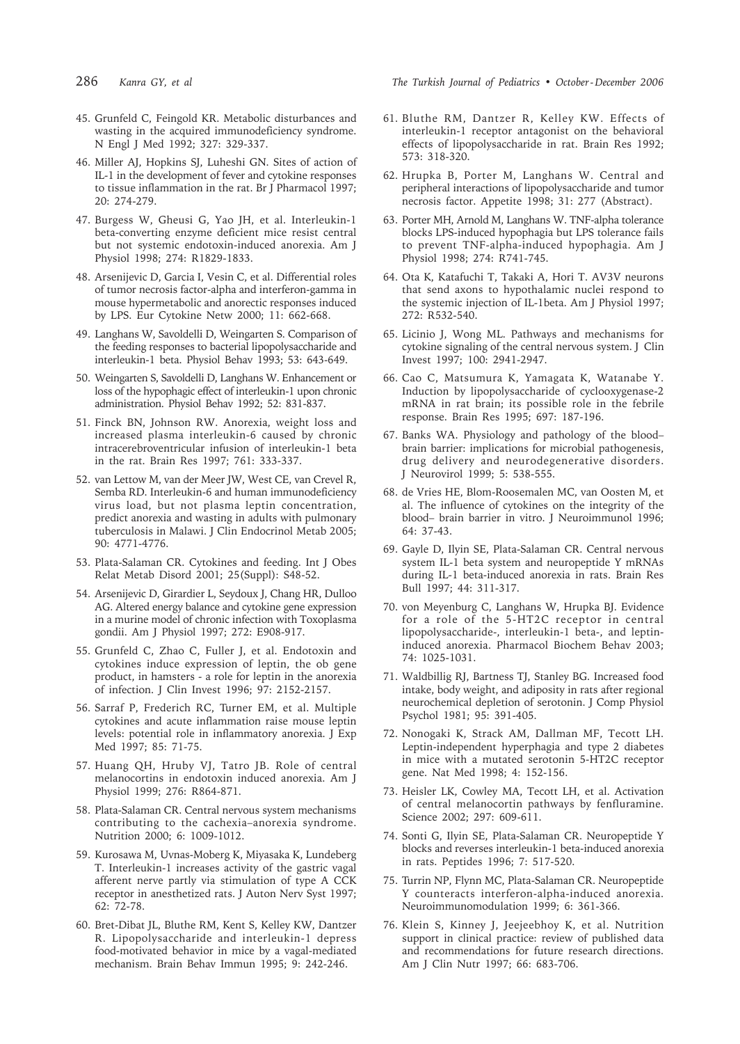45. Grunfeld C, Feingold KR. Metabolic disturbances and wasting in the acquired immunodeficiency syndrome. N Engl J Med 1992; 327: 329-337.

46. Miller AJ, Hopkins SJ, Luheshi GN. Sites of action of IL-1 in the development of fever and cytokine responses to tissue inflammation in the rat. Br J Pharmacol 1997; 20: 274-279.

47. Burgess W, Gheusi G, Yao JH, et al. Interleukin-1 beta-converting enzyme deficient mice resist central but not systemic endotoxin-induced anorexia. Am J Physiol 1998; 274: R1829-1833.

48. Arsenijevic D, Garcia I, Vesin C, et al. Differential roles of tumor necrosis factor-alpha and interferon-gamma in mouse hypermetabolic and anorectic responses induced by LPS. Eur Cytokine Netw 2000; 11: 662-668.

49. Langhans W, Savoldelli D, Weingarten S. Comparison of the feeding responses to bacterial lipopolysaccharide and interleukin-1 beta. Physiol Behav 1993; 53: 643-649.

50. Weingarten S, Savoldelli D, Langhans W. Enhancement or loss of the hypophagic effect of interleukin-1 upon chronic administration. Physiol Behav 1992; 52: 831-837.

51. Finck BN, Johnson RW. Anorexia, weight loss and increased plasma interleukin-6 caused by chronic intracerebroventricular infusion of interleukin-1 beta in the rat. Brain Res 1997; 761: 333-337.

52. van Lettow M, van der Meer JW, West CE, van Crevel R, Semba RD. Interleukin-6 and human immunodeficiency virus load, but not plasma leptin concentration, predict anorexia and wasting in adults with pulmonary tuberculosis in Malawi. J Clin Endocrinol Metab 2005; 90: 4771-4776.

53. Plata-Salaman CR. Cytokines and feeding. Int J Obes Relat Metab Disord 2001; 25(Suppl): S48-52.

54. Arsenijevic D, Girardier L, Seydoux J, Chang HR, Dulloo AG. Altered energy balance and cytokine gene expression in a murine model of chronic infection with Toxoplasma gondii. Am J Physiol 1997; 272: E908-917.

55. Grunfeld C, Zhao C, Fuller J, et al. Endotoxin and cytokines induce expression of leptin, the ob gene product, in hamsters - a role for leptin in the anorexia of infection. J Clin Invest 1996; 97: 2152-2157.

56. Sarraf P, Frederich RC, Turner EM, et al. Multiple cytokines and acute inflammation raise mouse leptin levels: potential role in inflammatory anorexia. J Exp Med 1997; 85: 71-75.

57. Huang QH, Hruby VJ, Tatro JB. Role of central melanocortins in endotoxin induced anorexia. Am J Physiol 1999; 276: R864-871.

58. Plata-Salaman CR. Central nervous system mechanisms contributing to the cachexia–anorexia syndrome. Nutrition 2000; 6: 1009-1012.

59. Kurosawa M, Uvnas-Moberg K, Miyasaka K, Lundeberg T. Interleukin-1 increases activity of the gastric vagal afferent nerve partly via stimulation of type A CCK receptor in anesthetized rats. J Auton Nerv Syst 1997; 62: 72-78.

60. Bret-Dibat JL, Bluthe RM, Kent S, Kelley KW, Dantzer R. Lipopolysaccharide and interleukin-1 depress food-motivated behavior in mice by a vagal-mediated mechanism. Brain Behav Immun 1995; 9: 242-246.

61. Bluthe RM, Dantzer R, Kelley KW. Effects of interleukin-1 receptor antagonist on the behavioral effects of lipopolysaccharide in rat. Brain Res 1992; 573: 318-320.

62. Hrupka B, Porter M, Langhans W. Central and peripheral interactions of lipopolysaccharide and tumor necrosis factor. Appetite 1998; 31: 277 (Abstract).

63. Porter MH, Arnold M, Langhans W. TNF-alpha tolerance blocks LPS-induced hypophagia but LPS tolerance fails to prevent TNF-alpha-induced hypophagia. Am J Physiol 1998; 274: R741-745.

64. Ota K, Katafuchi T, Takaki A, Hori T. AV3V neurons that send axons to hypothalamic nuclei respond to the systemic injection of IL-1beta. Am J Physiol 1997; 272: R532-540.

65. Licinio J, Wong ML. Pathways and mechanisms for cytokine signaling of the central nervous system. J Clin Invest 1997; 100: 2941-2947.

66. Cao C, Matsumura K, Yamagata K, Watanabe Y. Induction by lipopolysaccharide of cyclooxygenase-2 mRNA in rat brain; its possible role in the febrile response. Brain Res 1995; 697: 187-196.

67. Banks WA. Physiology and pathology of the blood–brain barrier: implications for microbial pathogenesis, drug delivery and neurodegenerative disorders. J Neurovirol 1999; 5: 538-555.

68. de Vries HE, Blom-Roosemalen MC, van Oosten M, et al. The influence of cytokines on the integrity of the blood– brain barrier in vitro. J Neuroimmunol 1996; 64: 37-43.

69. Gayle D, Ilyin SE, Plata-Salaman CR. Central nervous system IL-1 beta system and neuropeptide Y mRNAs during IL-1 beta-induced anorexia in rats. Brain Res Bull 1997; 44: 311-317.

70. von Meyenburg C, Langhans W, Hrupka BJ. Evidence for a role of the 5-HT2C receptor in central lipopolysaccharide-, interleukin-1 beta-, and leptin-induced anorexia. Pharmacol Biochem Behav 2003; 74: 1025-1031.

71. Waldbillig RJ, Bartness TJ, Stanley BG. Increased food intake, body weight, and adiposity in rats after regional neurochemical depletion of serotonin. J Comp Physiol Psychol 1981; 95: 391-405.

72. Nonogaki K, Strack AM, Dallman MF, Tecott LH. Leptin-independent hyperphagia and type 2 diabetes in mice with a mutated serotonin 5-HT2C receptor gene. Nat Med 1998; 4: 152-156.

73. Heisler LK, Cowley MA, Tecott LH, et al. Activation of central melanocortin pathways by fenfluramine. Science 2002; 297: 609-611.

74. Sonti G, Ilyin SE, Plata-Salaman CR. Neuropeptide Y blocks and reverses interleukin-1 beta-induced anorexia in rats. Peptides 1996; 7: 517-520.

75. Turrin NP, Flynn MC, Plata-Salaman CR. Neuropeptide Y counteracts interferon-alpha-induced anorexia. Neuroimmunomodulation 1999; 6: 361-366.

76. Klein S, Kinney J, Jeejeebhoy K, et al. Nutrition support in clinical practice: review of published data and recommendations for future research directions. Am J Clin Nutr 1997; 66: 683-706.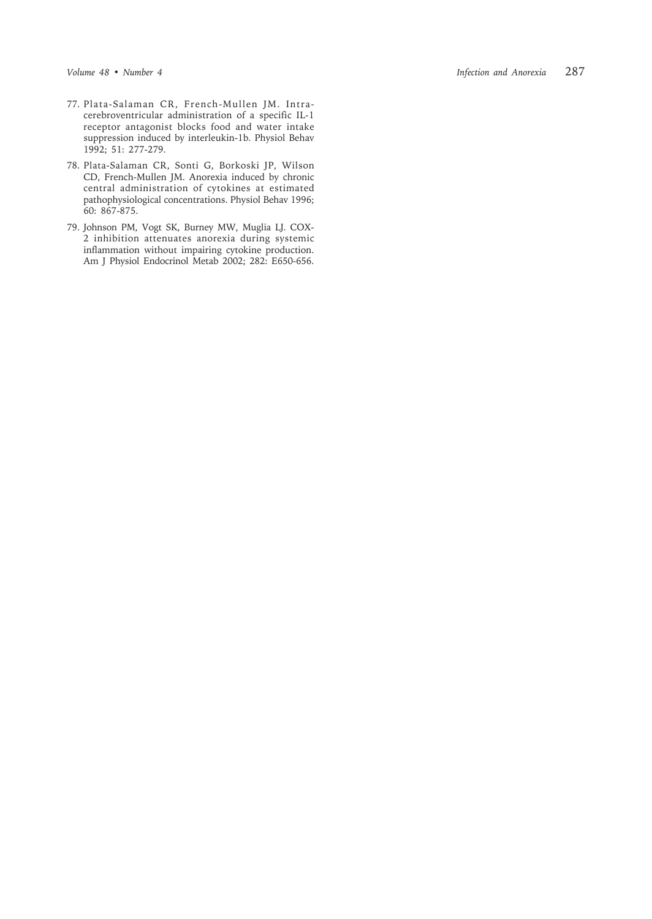77. Plata-Salaman CR, French-Mullen JM. Intracerebroventricular administration of a specific IL-1 receptor antagonist blocks food and water intake suppression induced by interleukin-1b. Physiol Behav 1992; 51: 277-279.
78. Plata-Salaman CR, Sonti G, Borkoski JP, Wilson CD, French-Mullen JM. Anorexia induced by chronic central administration of cytokines at estimated pathophysiological concentrations. Physiol Behav 1996; 60: 867-875.
79. Johnson PM, Vogt SK, Burney MW, Muglia LJ. COX-2 inhibition attenuates anorexia during systemic inflammation without impairing cytokine production. Am J Physiol Endocrinol Metab 2002; 282: E650-656.